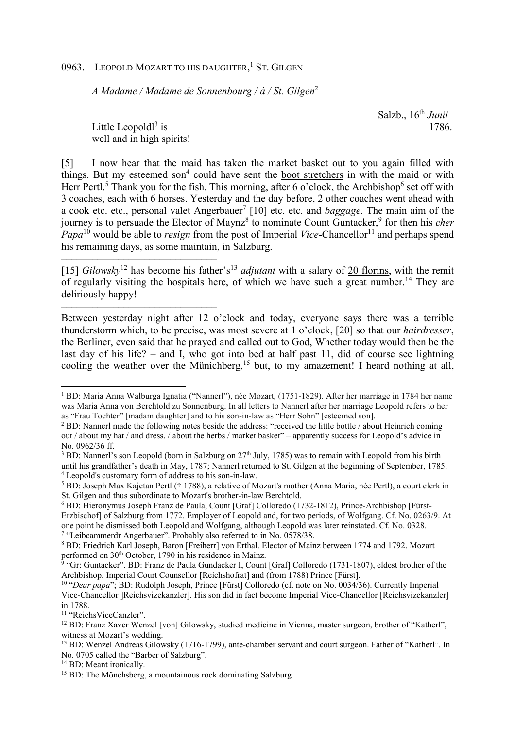0963. LEOPOLD MOZART TO HIS DAUGHTER,[1] ST. GILGEN

*A Madame / Madame de Sonnenbourg / à / St. Gilgen*[2]

Salzb., 16[th] *Junii* 1786.

Little Leopoldl[3] is well and in high spirits!

[5] I now hear that the maid has taken the market basket out to you again filled with things. But my esteemed son[4] could have sent the boot stretchers in with the maid or with Herr Pertl.[5] Thank you for the fish. This morning, after 6 o'clock, the Archbishop[6] set off with 3 coaches, each with 6 horses. Yesterday and the day before, 2 other coaches went ahead with a cook etc. etc., personal valet Angerbauer[7] [10] etc. etc. and *baggage*. The main aim of the journey is to persuade the Elector of Maynz[8] to nominate Count Guntacker,[9] for then his *cher Papa*[10] would be able to *resign* from the post of Imperial *Vice*-Chancellor[11] and perhaps spend his remaining days, as some maintain, in Salzburg.

———————————————

[15] *Gilowsky*[12] has become his father's[13] *adjutant* with a salary of 20 florins, with the remit of regularly visiting the hospitals here, of which we have such a great number.[14] They are deliriously happy! – –

———————————————

Between yesterday night after 12 o'clock and today, everyone says there was a terrible thunderstorm which, to be precise, was most severe at 1 o'clock, [20] so that our *hairdresser*, the Berliner, even said that he prayed and called out to God, Whether today would then be the last day of his life? – and I, who got into bed at half past 11, did of course see lightning cooling the weather over the Münichberg,[15] but, to my amazement! I heard nothing at all,

---

[1] BD: Maria Anna Walburga Ignatia ("Nannerl"), née Mozart, (1751-1829). After her marriage in 1784 her name was Maria Anna von Berchtold zu Sonnenburg. In all letters to Nannerl after her marriage Leopold refers to her as "Frau Tochter" [madam daughter] and to his son-in-law as "Herr Sohn" [esteemed son].

[2] BD: Nannerl made the following notes beside the address: "received the little bottle / about Heinrich coming out / about my hat / and dress. / about the herbs / market basket" – apparently success for Leopold's advice in No. 0962/36 ff.

[3] BD: Nannerl's son Leopold (born in Salzburg on 27[th] July, 1785) was to remain with Leopold from his birth until his grandfather's death in May, 1787; Nannerl returned to St. Gilgen at the beginning of September, 1785.

[4] Leopold's customary form of address to his son-in-law.

[5] BD: Joseph Max Kajetan Pertl († 1788), a relative of Mozart's mother (Anna Maria, née Pertl), a court clerk in St. Gilgen and thus subordinate to Mozart's brother-in-law Berchtold.

[6] BD: Hieronymus Joseph Franz de Paula, Count [Graf] Colloredo (1732-1812), Prince-Archbishop [Fürst-Erzbischof] of Salzburg from 1772. Employer of Leopold and, for two periods, of Wolfgang. Cf. No. 0263/9. At one point he dismissed both Leopold and Wolfgang, although Leopold was later reinstated. Cf. No. 0328.

[7] "Leibcammerdr Angerbauer". Probably also referred to in No. 0578/38.

[8] BD: Friedrich Karl Joseph, Baron [Freiherr] von Erthal. Elector of Mainz between 1774 and 1792. Mozart performed on 30[th] October, 1790 in his residence in Mainz.

[9] "Gr: Guntacker". BD: Franz de Paula Gundacker I, Count [Graf] Colloredo (1731-1807), eldest brother of the Archbishop, Imperial Court Counsellor [Reichshofrat] and (from 1788) Prince [Fürst].

[10] "*Dear papa*"; BD: Rudolph Joseph, Prince [Fürst] Colloredo (cf. note on No. 0034/36). Currently Imperial Vice-Chancellor ]Reichsvizekanzler]. His son did in fact become Imperial Vice-Chancellor [Reichsvizekanzler] in 1788.

[11] "ReichsViceCanzler".

[12] BD: Franz Xaver Wenzel [von] Gilowsky, studied medicine in Vienna, master surgeon, brother of "Katherl", witness at Mozart's wedding.

[13] BD: Wenzel Andreas Gilowsky (1716-1799), ante-chamber servant and court surgeon. Father of "Katherl". In No. 0705 called the "Barber of Salzburg".

[14] BD: Meant ironically.

[15] BD: The Mönchsberg, a mountainous rock dominating Salzburg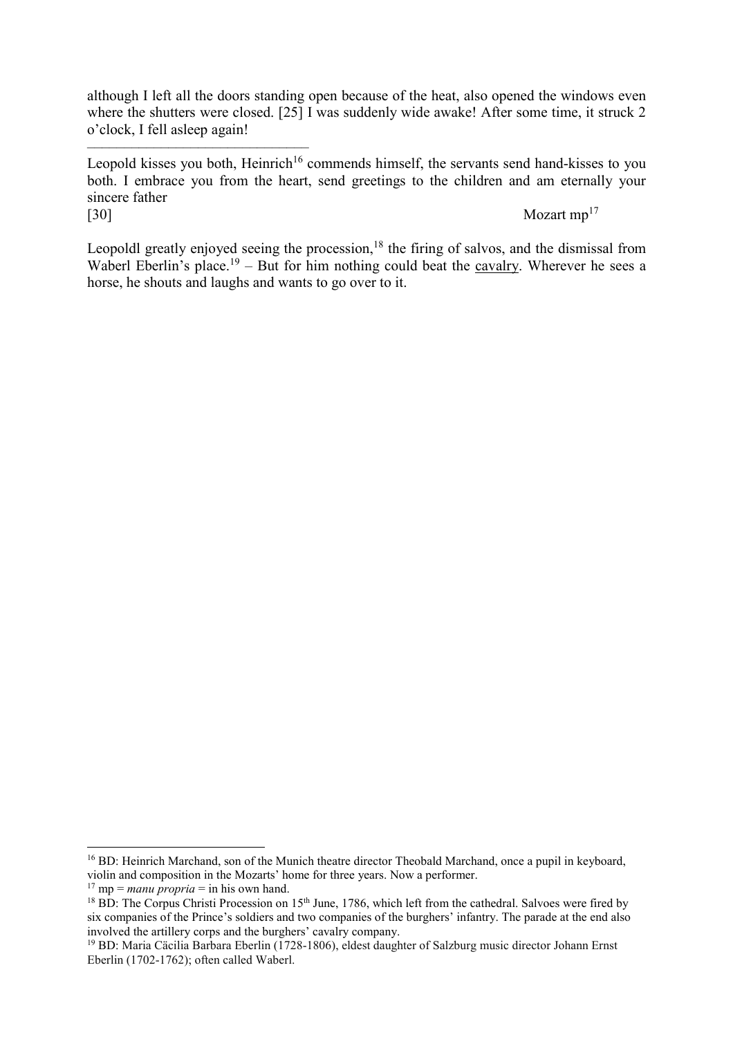although I left all the doors standing open because of the heat, also opened the windows even where the shutters were closed. [25] I was suddenly wide awake! After some time, it struck 2 o'clock, I fell asleep again!

---

Leopold kisses you both, Heinrich[16] commends himself, the servants send hand-kisses to you both. I embrace you from the heart, send greetings to the children and am eternally your sincere father

[30] Mozart mp[17]

Leopoldl greatly enjoyed seeing the procession,[18] the firing of salvos, and the dismissal from Waberl Eberlin's place.[19] – But for him nothing could beat the <u>cavalry</u>. Wherever he sees a horse, he shouts and laughs and wants to go over to it.

---

[16] BD: Heinrich Marchand, son of the Munich theatre director Theobald Marchand, once a pupil in keyboard, violin and composition in the Mozarts' home for three years. Now a performer.

[17] mp = *manu propria* = in his own hand.

[18] BD: The Corpus Christi Procession on 15th June, 1786, which left from the cathedral. Salvoes were fired by six companies of the Prince's soldiers and two companies of the burghers' infantry. The parade at the end also involved the artillery corps and the burghers' cavalry company.

[19] BD: Maria Cäcilia Barbara Eberlin (1728-1806), eldest daughter of Salzburg music director Johann Ernst Eberlin (1702-1762); often called Waberl.